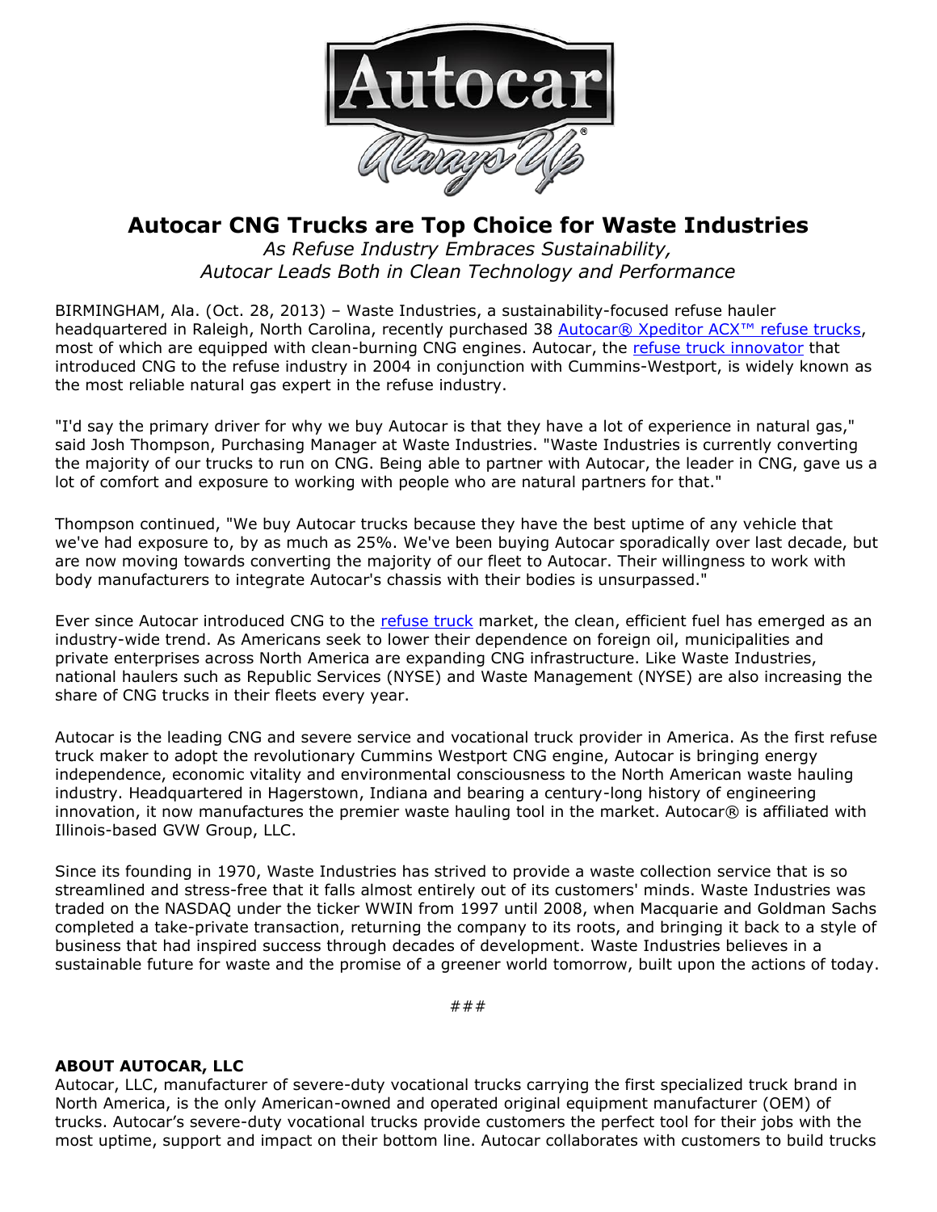# Autocar CNG Trucks are Top Choice for Waste Industries

*As Refuse Industry Embraces Sustainability,*
*Autocar Leads Both in Clean Technology and Performance*

BIRMINGHAM, Ala. (Oct. 28, 2013) – Waste Industries, a sustainability-focused refuse hauler headquartered in Raleigh, North Carolina, recently purchased 38 Autocar® Xpeditor ACX™ refuse trucks, most of which are equipped with clean-burning CNG engines. Autocar, the refuse truck innovator that introduced CNG to the refuse industry in 2004 in conjunction with Cummins-Westport, is widely known as the most reliable natural gas expert in the refuse industry.

"I'd say the primary driver for why we buy Autocar is that they have a lot of experience in natural gas," said Josh Thompson, Purchasing Manager at Waste Industries. "Waste Industries is currently converting the majority of our trucks to run on CNG. Being able to partner with Autocar, the leader in CNG, gave us a lot of comfort and exposure to working with people who are natural partners for that."

Thompson continued, "We buy Autocar trucks because they have the best uptime of any vehicle that we've had exposure to, by as much as 25%. We've been buying Autocar sporadically over last decade, but are now moving towards converting the majority of our fleet to Autocar. Their willingness to work with body manufacturers to integrate Autocar's chassis with their bodies is unsurpassed."

Ever since Autocar introduced CNG to the refuse truck market, the clean, efficient fuel has emerged as an industry-wide trend. As Americans seek to lower their dependence on foreign oil, municipalities and private enterprises across North America are expanding CNG infrastructure. Like Waste Industries, national haulers such as Republic Services (NYSE) and Waste Management (NYSE) are also increasing the share of CNG trucks in their fleets every year.

Autocar is the leading CNG and severe service and vocational truck provider in America. As the first refuse truck maker to adopt the revolutionary Cummins Westport CNG engine, Autocar is bringing energy independence, economic vitality and environmental consciousness to the North American waste hauling industry. Headquartered in Hagerstown, Indiana and bearing a century-long history of engineering innovation, it now manufactures the premier waste hauling tool in the market. Autocar® is affiliated with Illinois-based GVW Group, LLC.

Since its founding in 1970, Waste Industries has strived to provide a waste collection service that is so streamlined and stress-free that it falls almost entirely out of its customers' minds. Waste Industries was traded on the NASDAQ under the ticker WWIN from 1997 until 2008, when Macquarie and Goldman Sachs completed a take-private transaction, returning the company to its roots, and bringing it back to a style of business that had inspired success through decades of development. Waste Industries believes in a sustainable future for waste and the promise of a greener world tomorrow, built upon the actions of today.

###

**ABOUT AUTOCAR, LLC**

Autocar, LLC, manufacturer of severe-duty vocational trucks carrying the first specialized truck brand in North America, is the only American-owned and operated original equipment manufacturer (OEM) of trucks. Autocar's severe-duty vocational trucks provide customers the perfect tool for their jobs with the most uptime, support and impact on their bottom line. Autocar collaborates with customers to build trucks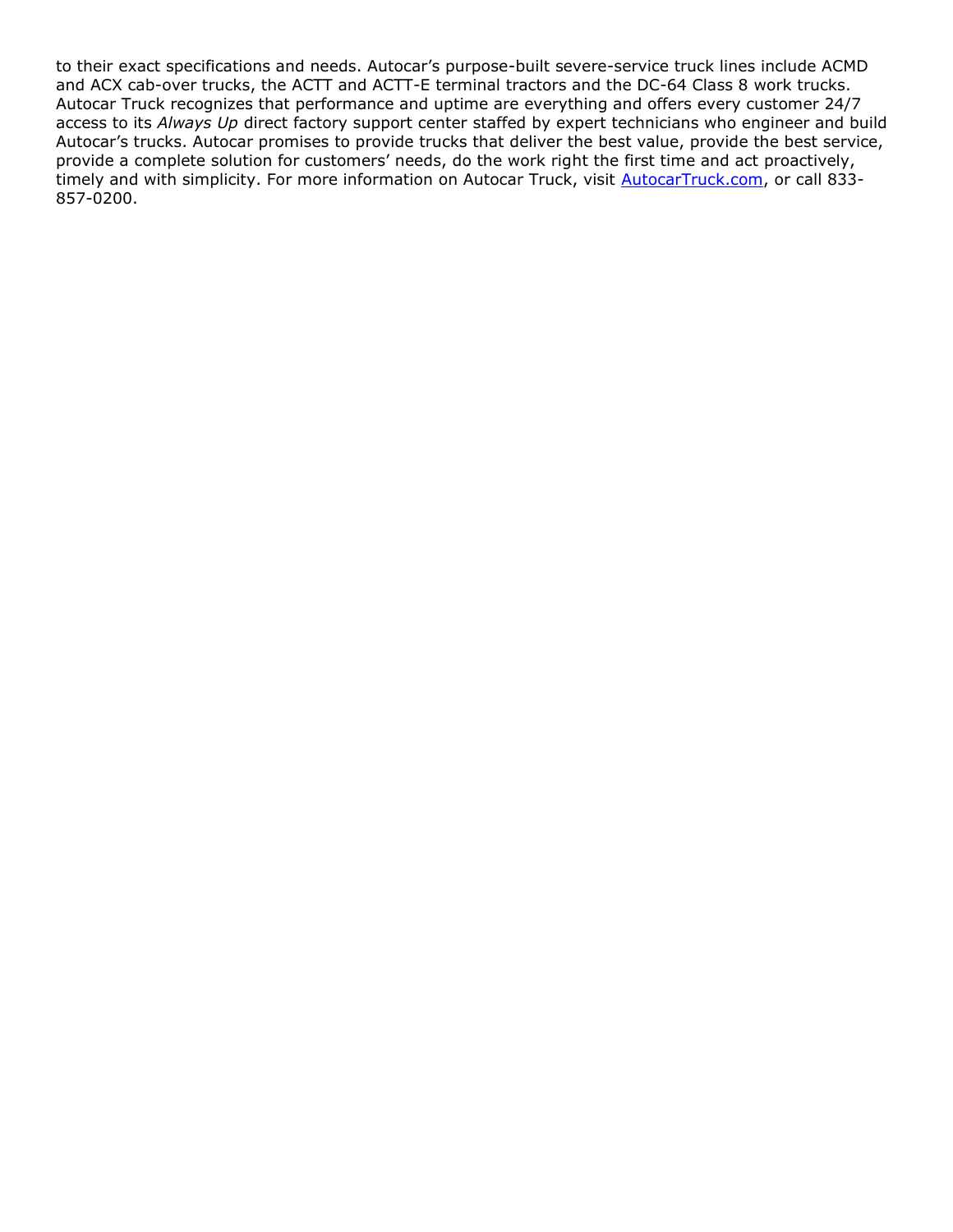to their exact specifications and needs. Autocar's purpose-built severe-service truck lines include ACMD and ACX cab-over trucks, the ACTT and ACTT-E terminal tractors and the DC-64 Class 8 work trucks. Autocar Truck recognizes that performance and uptime are everything and offers every customer 24/7 access to its *Always Up* direct factory support center staffed by expert technicians who engineer and build Autocar's trucks. Autocar promises to provide trucks that deliver the best value, provide the best service, provide a complete solution for customers' needs, do the work right the first time and act proactively, timely and with simplicity. For more information on Autocar Truck, visit [AutocarTruck.com](http://AutocarTruck.com), or call 833-857-0200.